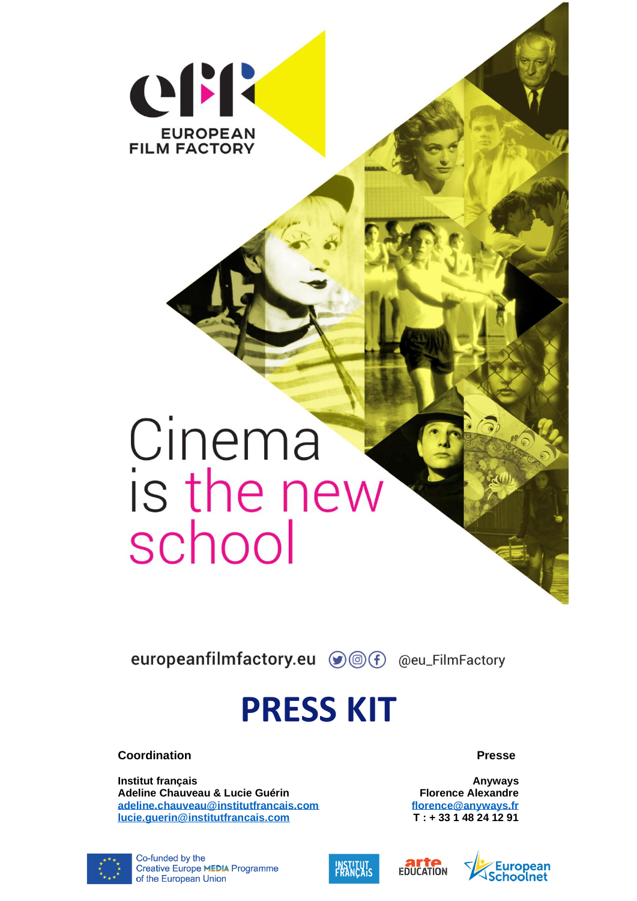EUROPEAN FILM FACTORY

# Cinema is the new school

europeanfilmfactory.eu @eu_FilmFactory

# PRESS KIT

**Coordination**

**Institut français**
**Adeline Chauveau & Lucie Guérin**
**adeline.chauveau@institutfrancais.com**
**lucie.guerin@institutfrancais.com**

**Presse**

**Anyways**
**Florence Alexandre**
**florence@anyways.fr**
**T : + 33 1 48 24 12 91**

Co-funded by the Creative Europe MEDIA Programme of the European Union

INSTITUT FRANÇAIS

arte EDUCATION

European Schoolnet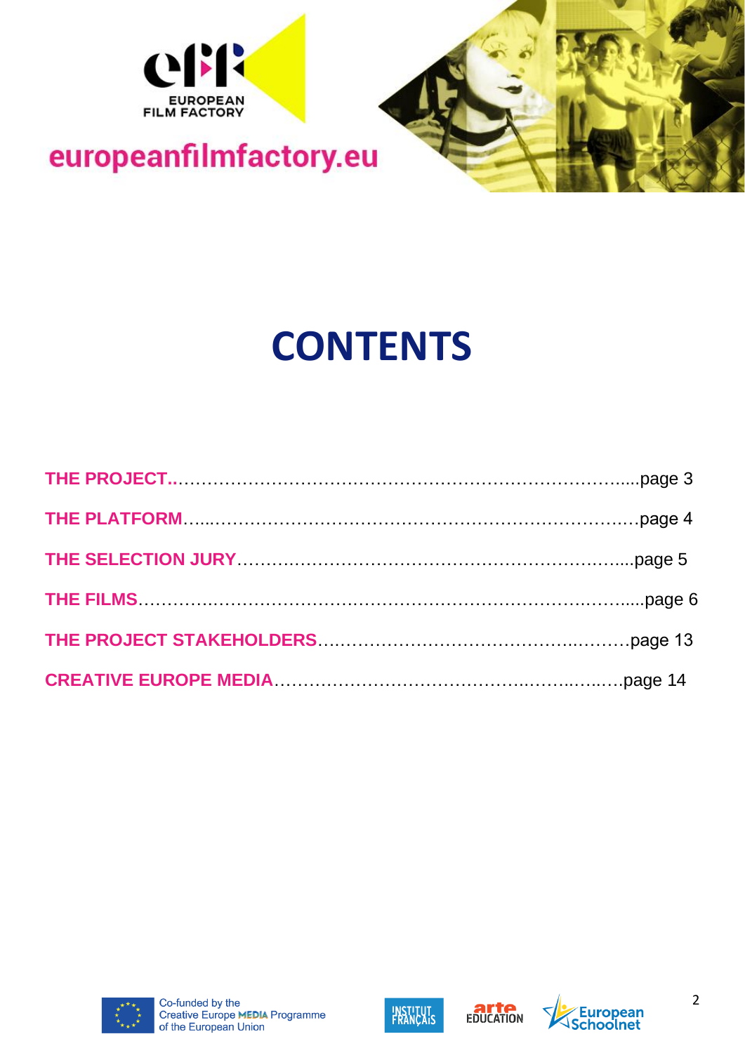europeanfilmfactory.eu

# CONTENTS

THE PROJECT……page 3

THE PLATFORM……page 4

THE SELECTION JURY……page 5

THE FILMS……page 6

THE PROJECT STAKEHOLDERS……page 13

CREATIVE EUROPE MEDIA……page 14

Co-funded by the Creative Europe MEDIA Programme of the European Union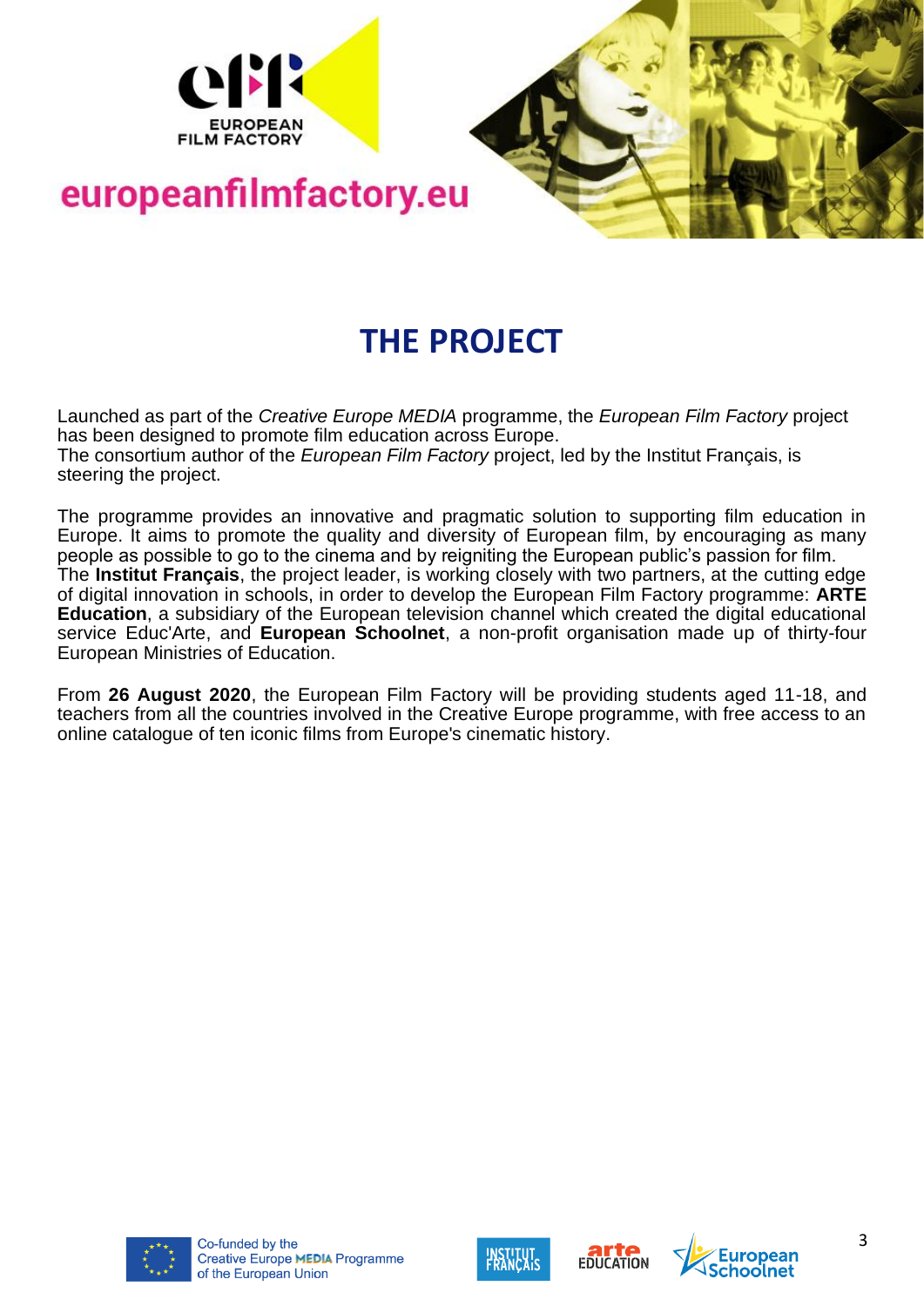europeanfilmfactory.eu

# THE PROJECT

Launched as part of the *Creative Europe MEDIA* programme, the *European Film Factory* project has been designed to promote film education across Europe.
The consortium author of the *European Film Factory* project, led by the Institut Français, is steering the project.

The programme provides an innovative and pragmatic solution to supporting film education in Europe. It aims to promote the quality and diversity of European film, by encouraging as many people as possible to go to the cinema and by reigniting the European public's passion for film.
The **Institut Français**, the project leader, is working closely with two partners, at the cutting edge of digital innovation in schools, in order to develop the European Film Factory programme: **ARTE Education**, a subsidiary of the European television channel which created the digital educational service Educ'Arte, and **European Schoolnet**, a non-profit organisation made up of thirty-four European Ministries of Education.

From **26 August 2020**, the European Film Factory will be providing students aged 11-18, and teachers from all the countries involved in the Creative Europe programme, with free access to an online catalogue of ten iconic films from Europe's cinematic history.

Co-funded by the Creative Europe MEDIA Programme of the European Union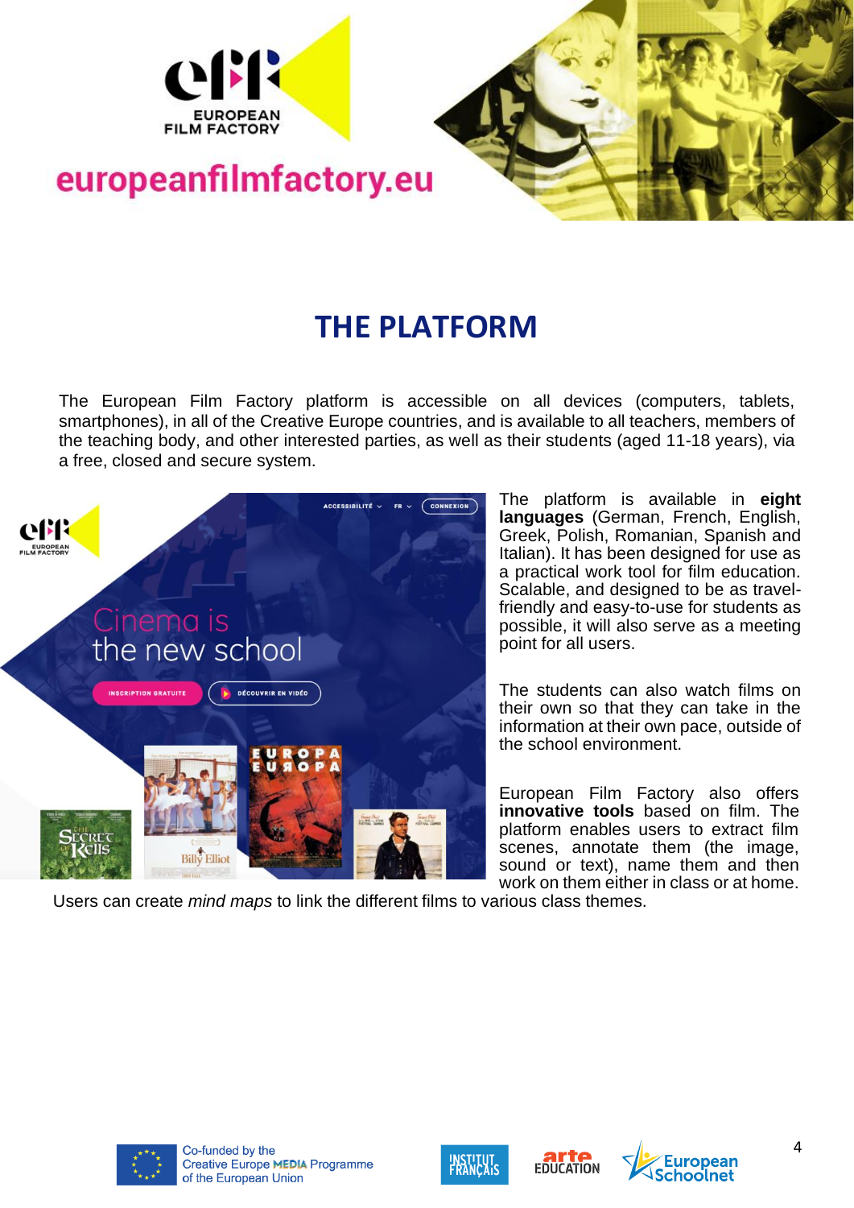# THE PLATFORM

The European Film Factory platform is accessible on all devices (computers, tablets, smartphones), in all of the Creative Europe countries, and is available to all teachers, members of the teaching body, and other interested parties, as well as their students (aged 11-18 years), via a free, closed and secure system.

The platform is available in **eight languages** (German, French, English, Greek, Polish, Romanian, Spanish and Italian). It has been designed for use as a practical work tool for film education. Scalable, and designed to be as travel-friendly and easy-to-use for students as possible, it will also serve as a meeting point for all users.

The students can also watch films on their own so that they can take in the information at their own pace, outside of the school environment.

European Film Factory also offers **innovative tools** based on film. The platform enables users to extract film scenes, annotate them (the image, sound or text), name them and then work on them either in class or at home. Users can create *mind maps* to link the different films to various class themes.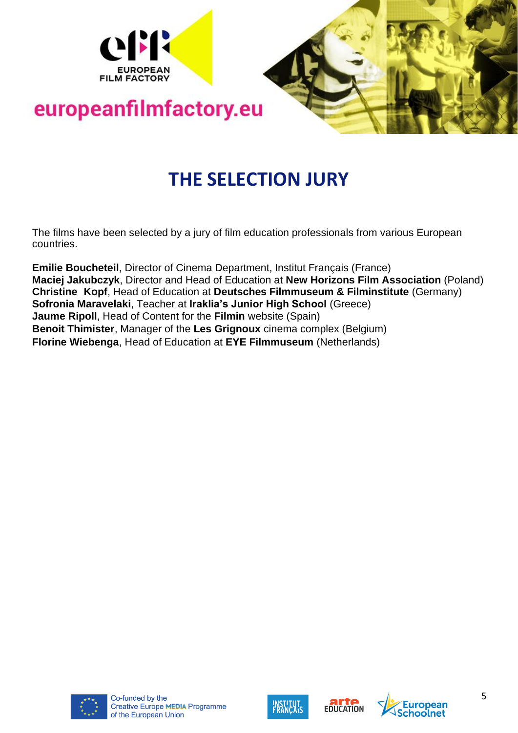# THE SELECTION JURY

The films have been selected by a jury of film education professionals from various European countries.

**Emilie Boucheteil**, Director of Cinema Department, Institut Français (France)
**Maciej Jakubczyk**, Director and Head of Education at **New Horizons Film Association** (Poland)
**Christine Kopf**, Head of Education at **Deutsches Filmmuseum & Filminstitute** (Germany)
**Sofronia Maravelaki**, Teacher at **Iraklia's Junior High School** (Greece)
**Jaume Ripoll**, Head of Content for the **Filmin** website (Spain)
**Benoit Thimister**, Manager of the **Les Grignoux** cinema complex (Belgium)
**Florine Wiebenga**, Head of Education at **EYE Filmmuseum** (Netherlands)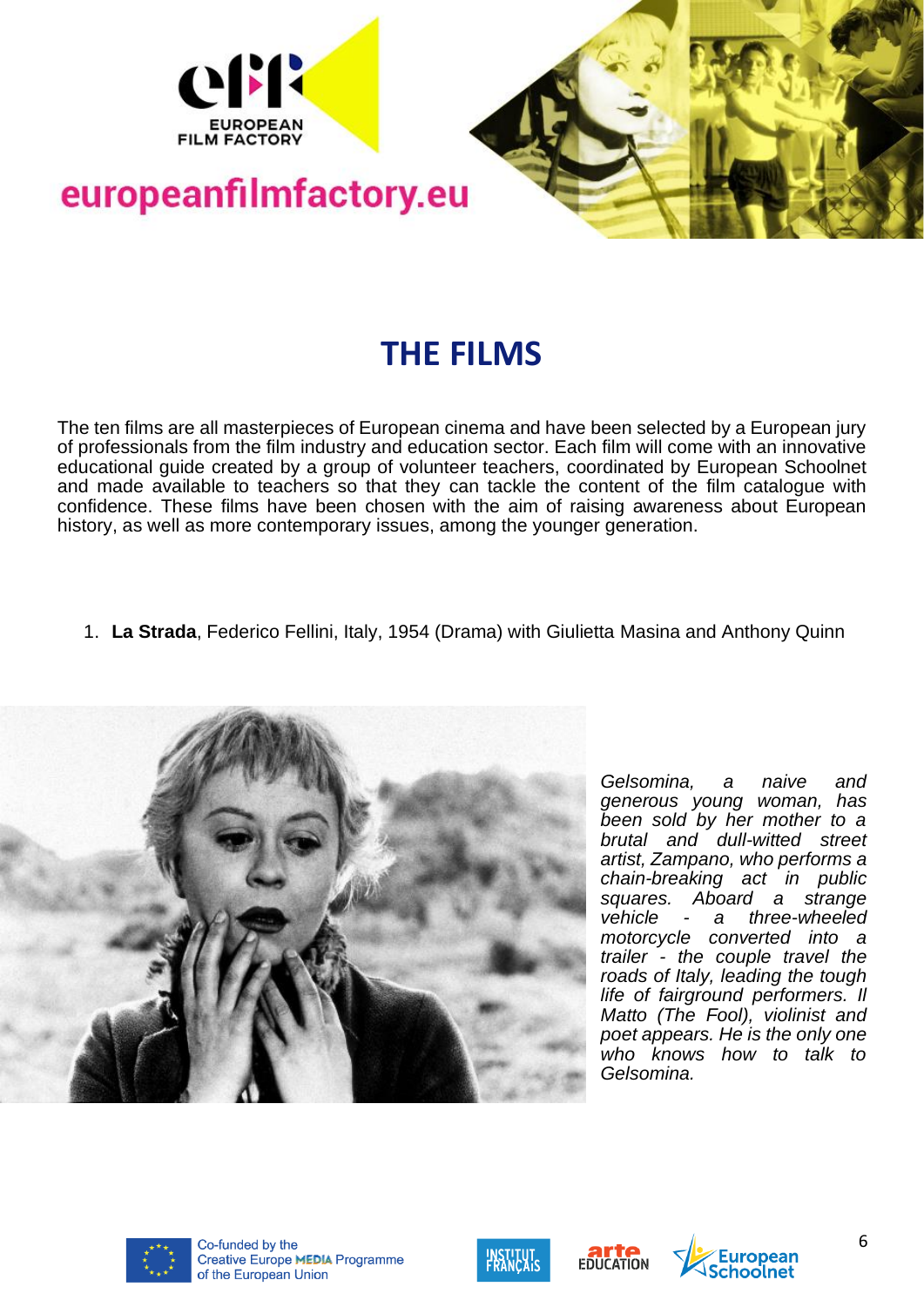## THE FILMS

The ten films are all masterpieces of European cinema and have been selected by a European jury of professionals from the film industry and education sector. Each film will come with an innovative educational guide created by a group of volunteer teachers, coordinated by European Schoolnet and made available to teachers so that they can tackle the content of the film catalogue with confidence. These films have been chosen with the aim of raising awareness about European history, as well as more contemporary issues, among the younger generation.

1. **La Strada**, Federico Fellini, Italy, 1954 (Drama) with Giulietta Masina and Anthony Quinn

*Gelsomina, a naive and generous young woman, has been sold by her mother to a brutal and dull-witted street artist, Zampano, who performs a chain-breaking act in public squares. Aboard a strange vehicle - a three-wheeled motorcycle converted into a trailer - the couple travel the roads of Italy, leading the tough life of fairground performers. Il Matto (The Fool), violinist and poet appears. He is the only one who knows how to talk to Gelsomina.*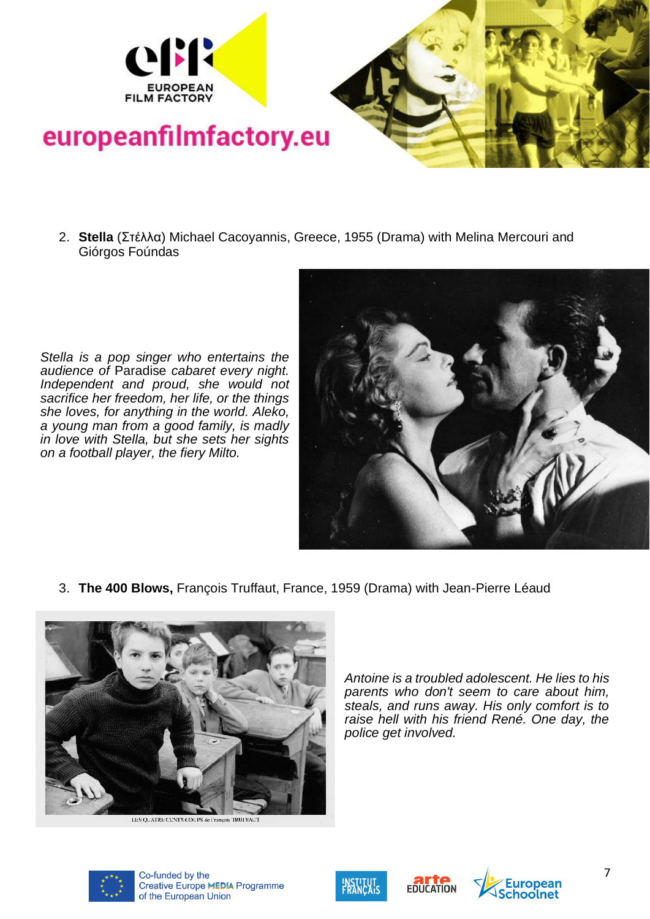2. **Stella** (Στέλλα) Michael Cacoyannis, Greece, 1955 (Drama) with Melina Mercouri and Giórgos Foúndas

*Stella is a pop singer who entertains the audience of* Paradise *cabaret every night. Independent and proud, she would not sacrifice her freedom, her life, or the things she loves, for anything in the world. Aleko, a young man from a good family, is madly in love with Stella, but she sets her sights on a football player, the fiery Milto.*

3. **The 400 Blows,** François Truffaut, France, 1959 (Drama) with Jean-Pierre Léaud

LES QUATRE CENTS COUPS de François TRUFFAUT

*Antoine is a troubled adolescent. He lies to his parents who don't seem to care about him, steals, and runs away. His only comfort is to raise hell with his friend René. One day, the police get involved.*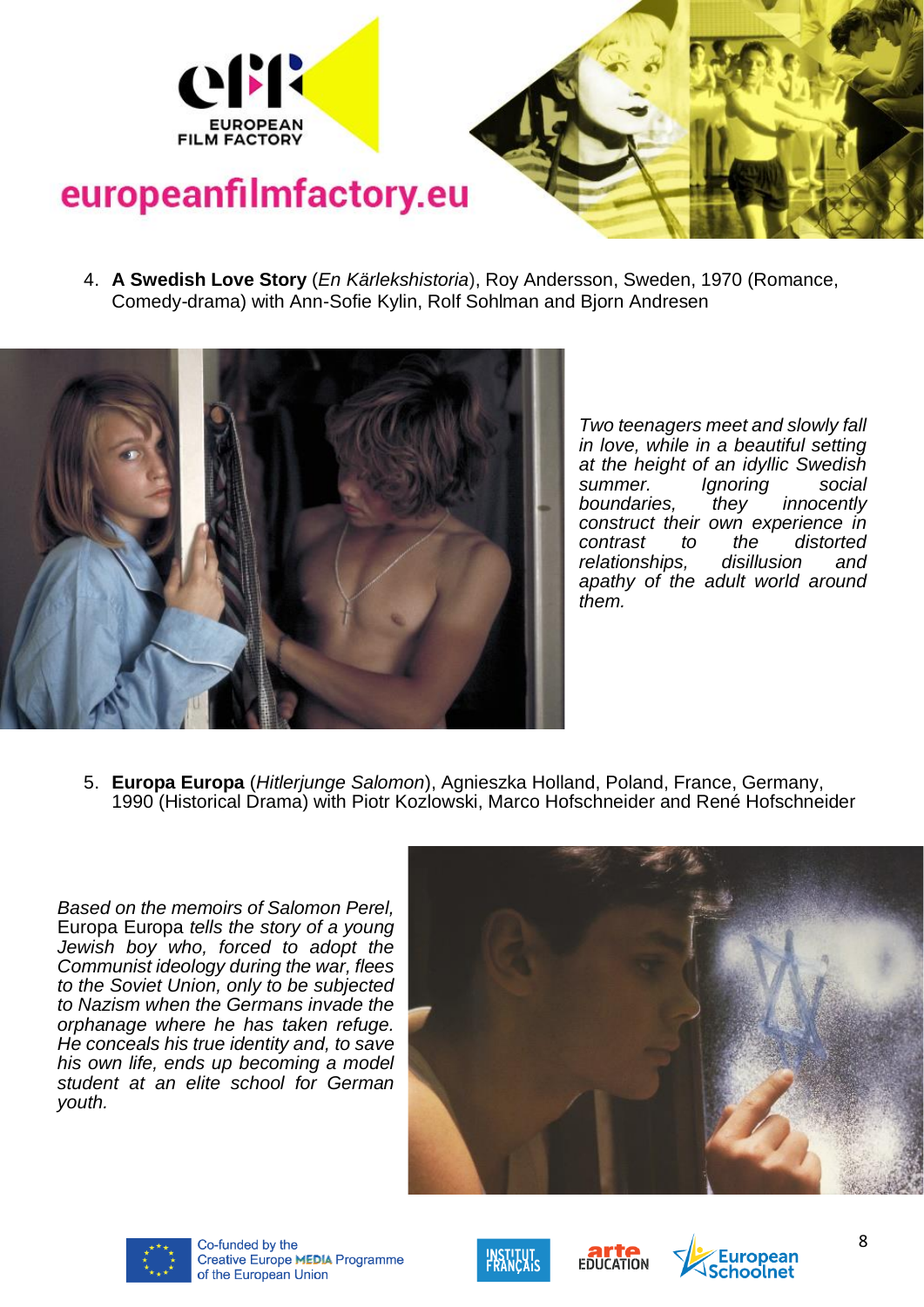4. **A Swedish Love Story** (*En Kärlekshistoria*), Roy Andersson, Sweden, 1970 (Romance, Comedy-drama) with Ann-Sofie Kylin, Rolf Sohlman and Bjorn Andresen

*Two teenagers meet and slowly fall in love, while in a beautiful setting at the height of an idyllic Swedish summer. Ignoring social boundaries, they innocently construct their own experience in contrast to the distorted relationships, disillusion and apathy of the adult world around them.*

5. **Europa Europa** (*Hitlerjunge Salomon*), Agnieszka Holland, Poland, France, Germany, 1990 (Historical Drama) with Piotr Kozlowski, Marco Hofschneider and René Hofschneider

*Based on the memoirs of Salomon Perel,* Europa Europa *tells the story of a young Jewish boy who, forced to adopt the Communist ideology during the war, flees to the Soviet Union, only to be subjected to Nazism when the Germans invade the orphanage where he has taken refuge. He conceals his true identity and, to save his own life, ends up becoming a model student at an elite school for German youth.*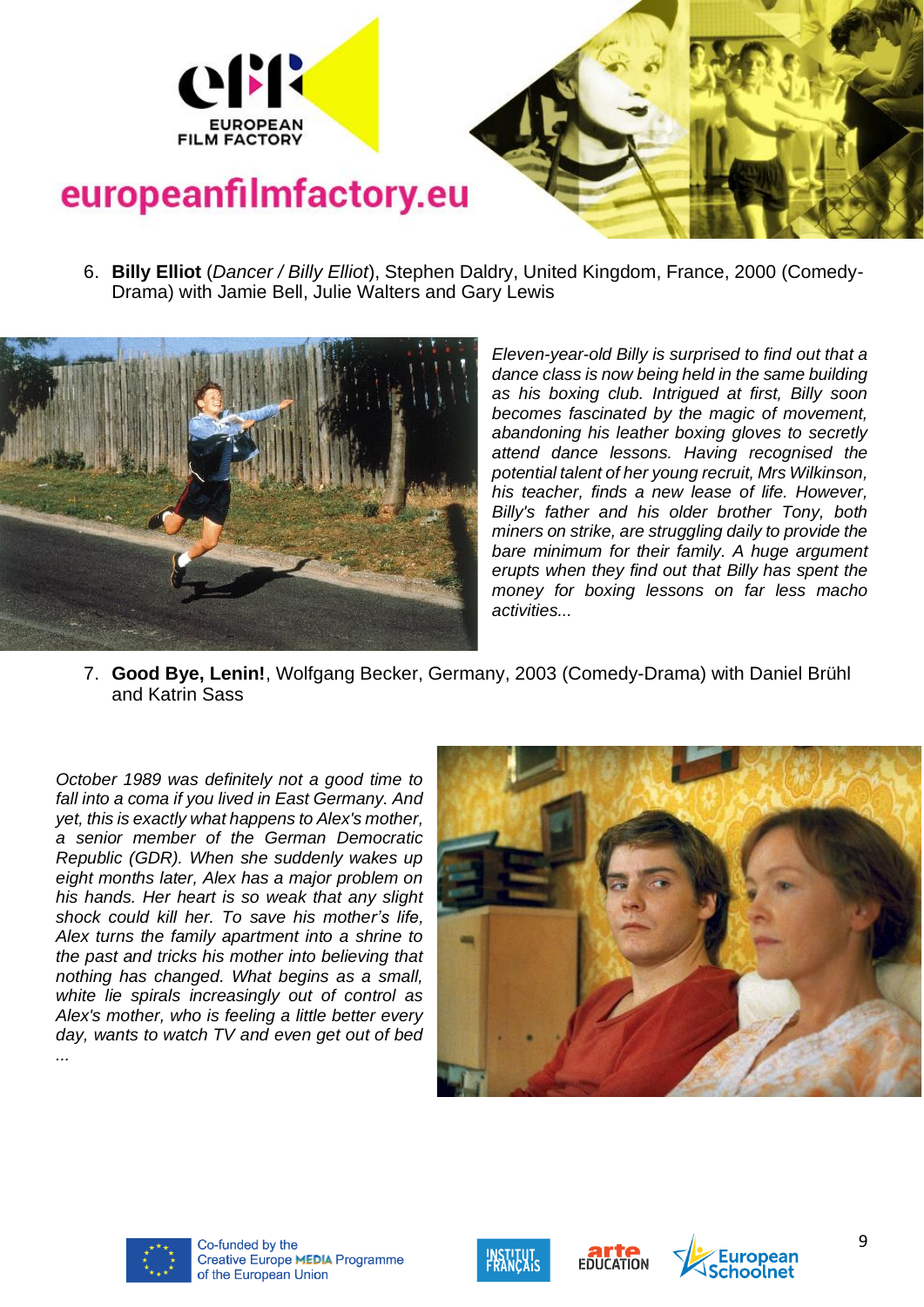6. **Billy Elliot** (*Dancer / Billy Elliot*), Stephen Daldry, United Kingdom, France, 2000 (Comedy-Drama) with Jamie Bell, Julie Walters and Gary Lewis

*Eleven-year-old Billy is surprised to find out that a dance class is now being held in the same building as his boxing club. Intrigued at first, Billy soon becomes fascinated by the magic of movement, abandoning his leather boxing gloves to secretly attend dance lessons. Having recognised the potential talent of her young recruit, Mrs Wilkinson, his teacher, finds a new lease of life. However, Billy's father and his older brother Tony, both miners on strike, are struggling daily to provide the bare minimum for their family. A huge argument erupts when they find out that Billy has spent the money for boxing lessons on far less macho activities...*

7. **Good Bye, Lenin!**, Wolfgang Becker, Germany, 2003 (Comedy-Drama) with Daniel Brühl and Katrin Sass

*October 1989 was definitely not a good time to fall into a coma if you lived in East Germany. And yet, this is exactly what happens to Alex's mother, a senior member of the German Democratic Republic (GDR). When she suddenly wakes up eight months later, Alex has a major problem on his hands. Her heart is so weak that any slight shock could kill her. To save his mother's life, Alex turns the family apartment into a shrine to the past and tricks his mother into believing that nothing has changed. What begins as a small, white lie spirals increasingly out of control as Alex's mother, who is feeling a little better every day, wants to watch TV and even get out of bed ...*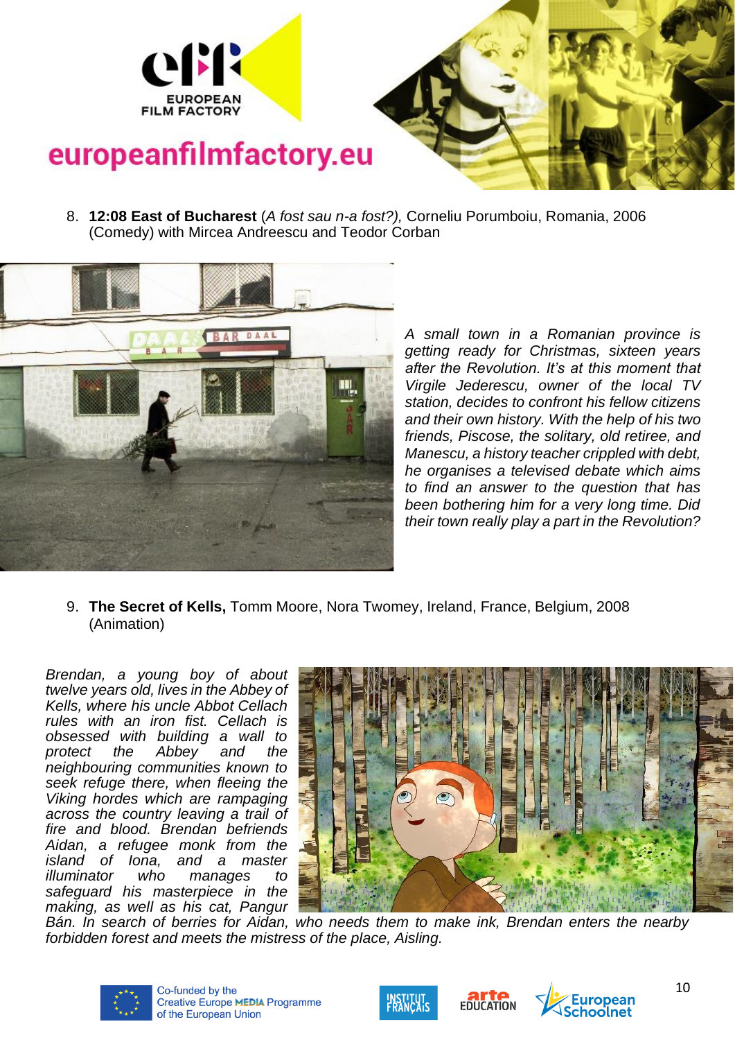8. **12:08 East of Bucharest** (*A fost sau n-a fost?),* Corneliu Porumboiu, Romania, 2006 (Comedy) with Mircea Andreescu and Teodor Corban

*A small town in a Romanian province is getting ready for Christmas, sixteen years after the Revolution. It's at this moment that Virgile Jederescu, owner of the local TV station, decides to confront his fellow citizens and their own history. With the help of his two friends, Piscose, the solitary, old retiree, and Manescu, a history teacher crippled with debt, he organises a televised debate which aims to find an answer to the question that has been bothering him for a very long time. Did their town really play a part in the Revolution?*

9. **The Secret of Kells,** Tomm Moore, Nora Twomey, Ireland, France, Belgium, 2008 (Animation)

*Brendan, a young boy of about twelve years old, lives in the Abbey of Kells, where his uncle Abbot Cellach rules with an iron fist. Cellach is obsessed with building a wall to protect the Abbey and the neighbouring communities known to seek refuge there, when fleeing the Viking hordes which are rampaging across the country leaving a trail of fire and blood. Brendan befriends Aidan, a refugee monk from the island of Iona, and a master illuminator who manages to safeguard his masterpiece in the making, as well as his cat, Pangur Bán. In search of berries for Aidan, who needs them to make ink, Brendan enters the nearby forbidden forest and meets the mistress of the place, Aisling.*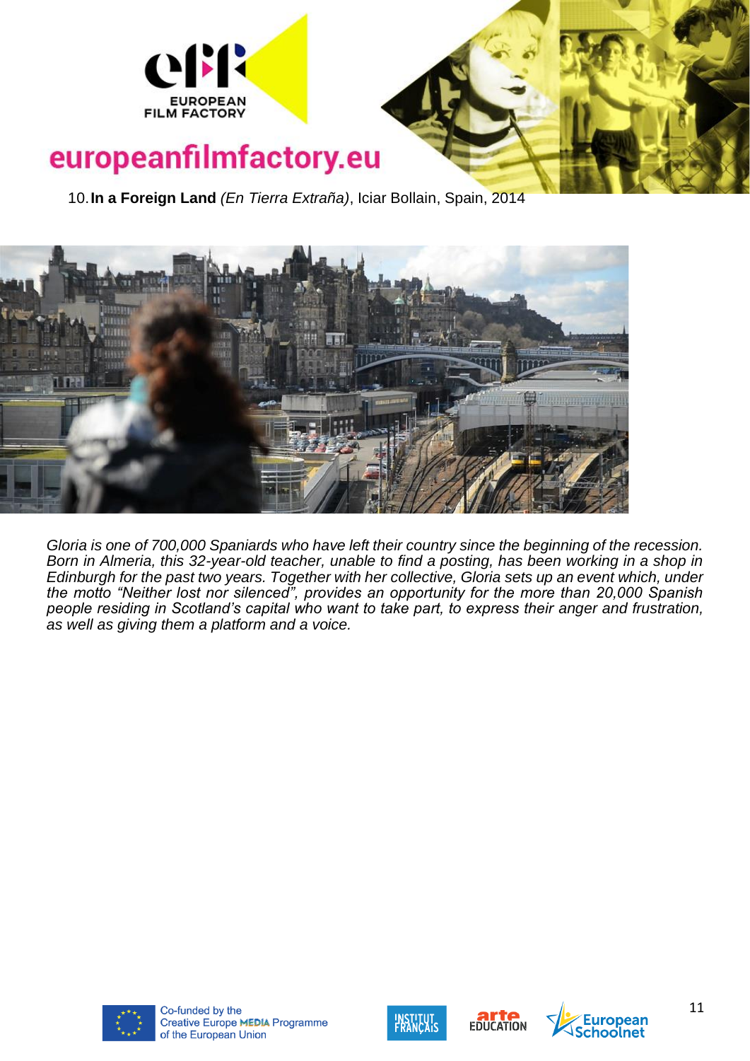10. **In a Foreign Land** *(En Tierra Extraña)*, Iciar Bollain, Spain, 2014

*Gloria is one of 700,000 Spaniards who have left their country since the beginning of the recession. Born in Almeria, this 32-year-old teacher, unable to find a posting, has been working in a shop in Edinburgh for the past two years. Together with her collective, Gloria sets up an event which, under the motto "Neither lost nor silenced", provides an opportunity for the more than 20,000 Spanish people residing in Scotland's capital who want to take part, to express their anger and frustration, as well as giving them a platform and a voice.*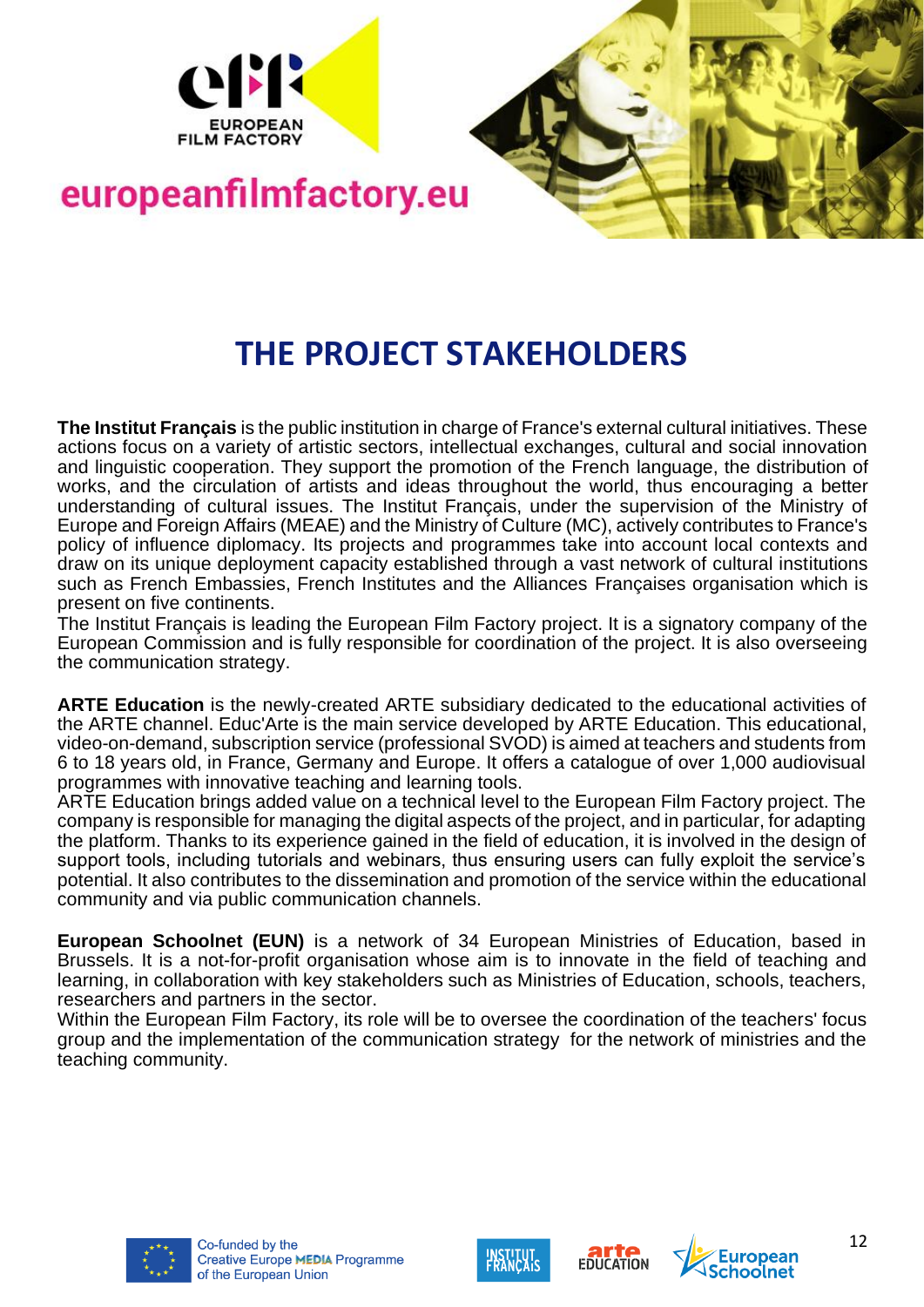# THE PROJECT STAKEHOLDERS

**The Institut Français** is the public institution in charge of France's external cultural initiatives. These actions focus on a variety of artistic sectors, intellectual exchanges, cultural and social innovation and linguistic cooperation. They support the promotion of the French language, the distribution of works, and the circulation of artists and ideas throughout the world, thus encouraging a better understanding of cultural issues. The Institut Français, under the supervision of the Ministry of Europe and Foreign Affairs (MEAE) and the Ministry of Culture (MC), actively contributes to France's policy of influence diplomacy. Its projects and programmes take into account local contexts and draw on its unique deployment capacity established through a vast network of cultural institutions such as French Embassies, French Institutes and the Alliances Françaises organisation which is present on five continents.

The Institut Français is leading the European Film Factory project. It is a signatory company of the European Commission and is fully responsible for coordination of the project. It is also overseeing the communication strategy.

**ARTE Education** is the newly-created ARTE subsidiary dedicated to the educational activities of the ARTE channel. Educ'Arte is the main service developed by ARTE Education. This educational, video-on-demand, subscription service (professional SVOD) is aimed at teachers and students from 6 to 18 years old, in France, Germany and Europe. It offers a catalogue of over 1,000 audiovisual programmes with innovative teaching and learning tools.

ARTE Education brings added value on a technical level to the European Film Factory project. The company is responsible for managing the digital aspects of the project, and in particular, for adapting the platform. Thanks to its experience gained in the field of education, it is involved in the design of support tools, including tutorials and webinars, thus ensuring users can fully exploit the service's potential. It also contributes to the dissemination and promotion of the service within the educational community and via public communication channels.

**European Schoolnet (EUN)** is a network of 34 European Ministries of Education, based in Brussels. It is a not-for-profit organisation whose aim is to innovate in the field of teaching and learning, in collaboration with key stakeholders such as Ministries of Education, schools, teachers, researchers and partners in the sector.

Within the European Film Factory, its role will be to oversee the coordination of the teachers' focus group and the implementation of the communication strategy for the network of ministries and the teaching community.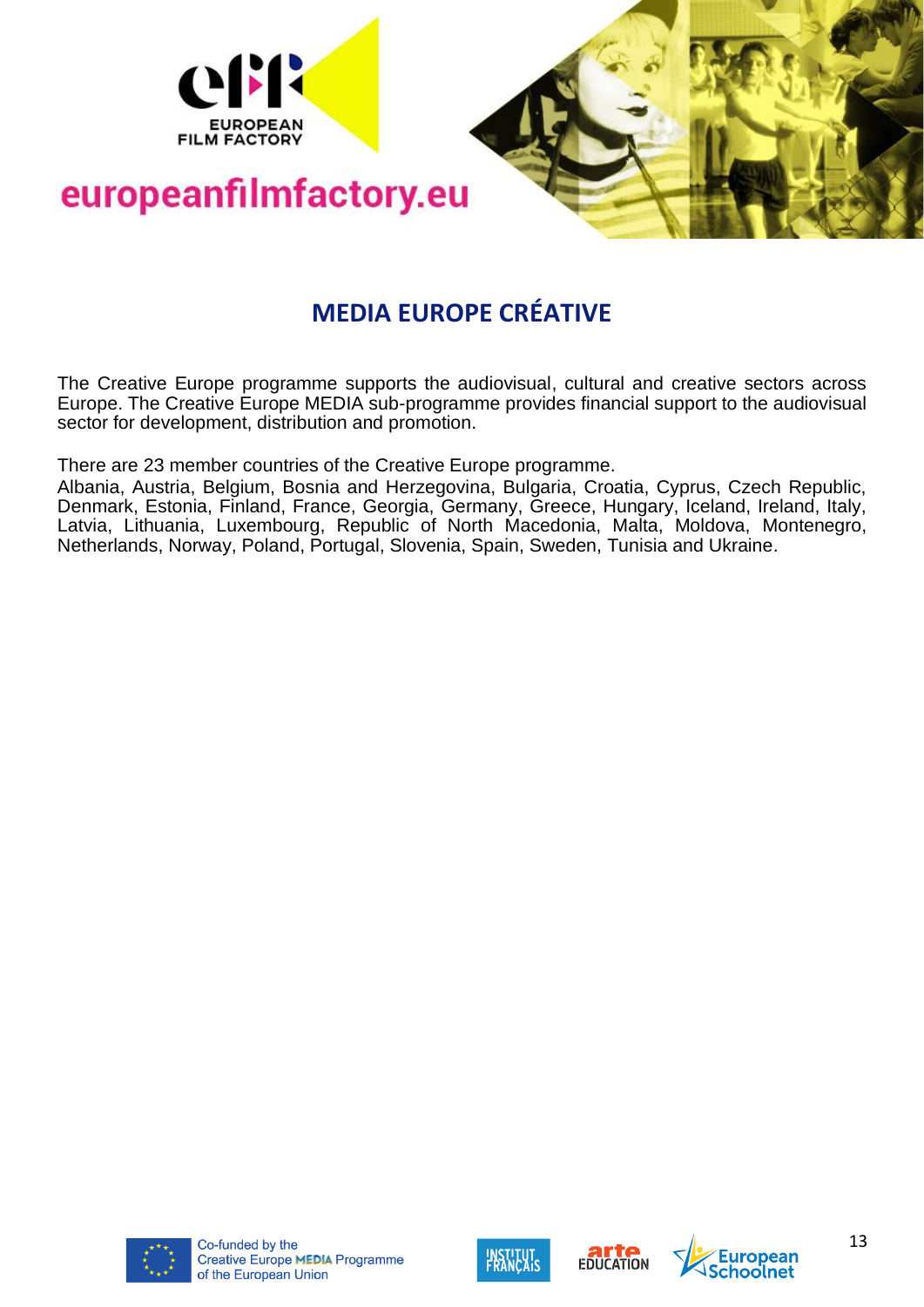## MEDIA EUROPE CRÉATIVE

The Creative Europe programme supports the audiovisual, cultural and creative sectors across Europe. The Creative Europe MEDIA sub-programme provides financial support to the audiovisual sector for development, distribution and promotion.

There are 23 member countries of the Creative Europe programme.
Albania, Austria, Belgium, Bosnia and Herzegovina, Bulgaria, Croatia, Cyprus, Czech Republic, Denmark, Estonia, Finland, France, Georgia, Germany, Greece, Hungary, Iceland, Ireland, Italy, Latvia, Lithuania, Luxembourg, Republic of North Macedonia, Malta, Moldova, Montenegro, Netherlands, Norway, Poland, Portugal, Slovenia, Spain, Sweden, Tunisia and Ukraine.